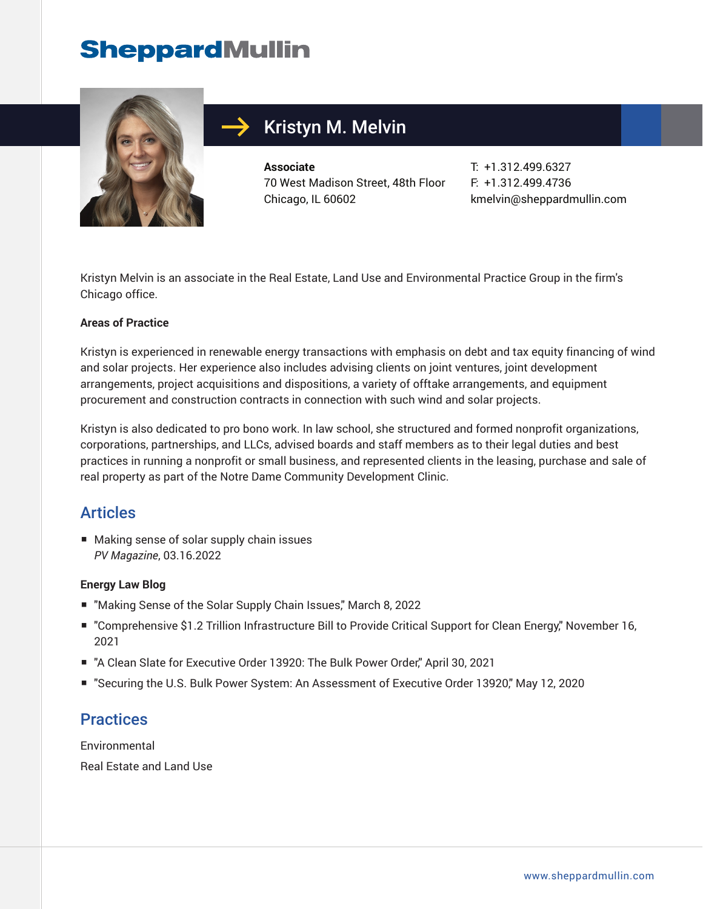SheppardMullin

# Kristyn M. Melvin

**Associate**
70 West Madison Street, 48th Floor
Chicago, IL 60602

T: +1.312.499.6327
F: +1.312.499.4736
kmelvin@sheppardmullin.com

Kristyn Melvin is an associate in the Real Estate, Land Use and Environmental Practice Group in the firm's Chicago office.

**Areas of Practice**

Kristyn is experienced in renewable energy transactions with emphasis on debt and tax equity financing of wind and solar projects. Her experience also includes advising clients on joint ventures, joint development arrangements, project acquisitions and dispositions, a variety of offtake arrangements, and equipment procurement and construction contracts in connection with such wind and solar projects.

Kristyn is also dedicated to pro bono work. In law school, she structured and formed nonprofit organizations, corporations, partnerships, and LLCs, advised boards and staff members as to their legal duties and best practices in running a nonprofit or small business, and represented clients in the leasing, purchase and sale of real property as part of the Notre Dame Community Development Clinic.

## Articles

- Making sense of solar supply chain issues
  *PV Magazine*, 03.16.2022

**Energy Law Blog**

- "Making Sense of the Solar Supply Chain Issues," March 8, 2022
- "Comprehensive $1.2 Trillion Infrastructure Bill to Provide Critical Support for Clean Energy," November 16, 2021
- "A Clean Slate for Executive Order 13920: The Bulk Power Order," April 30, 2021
- "Securing the U.S. Bulk Power System: An Assessment of Executive Order 13920," May 12, 2020

## Practices

Environmental

Real Estate and Land Use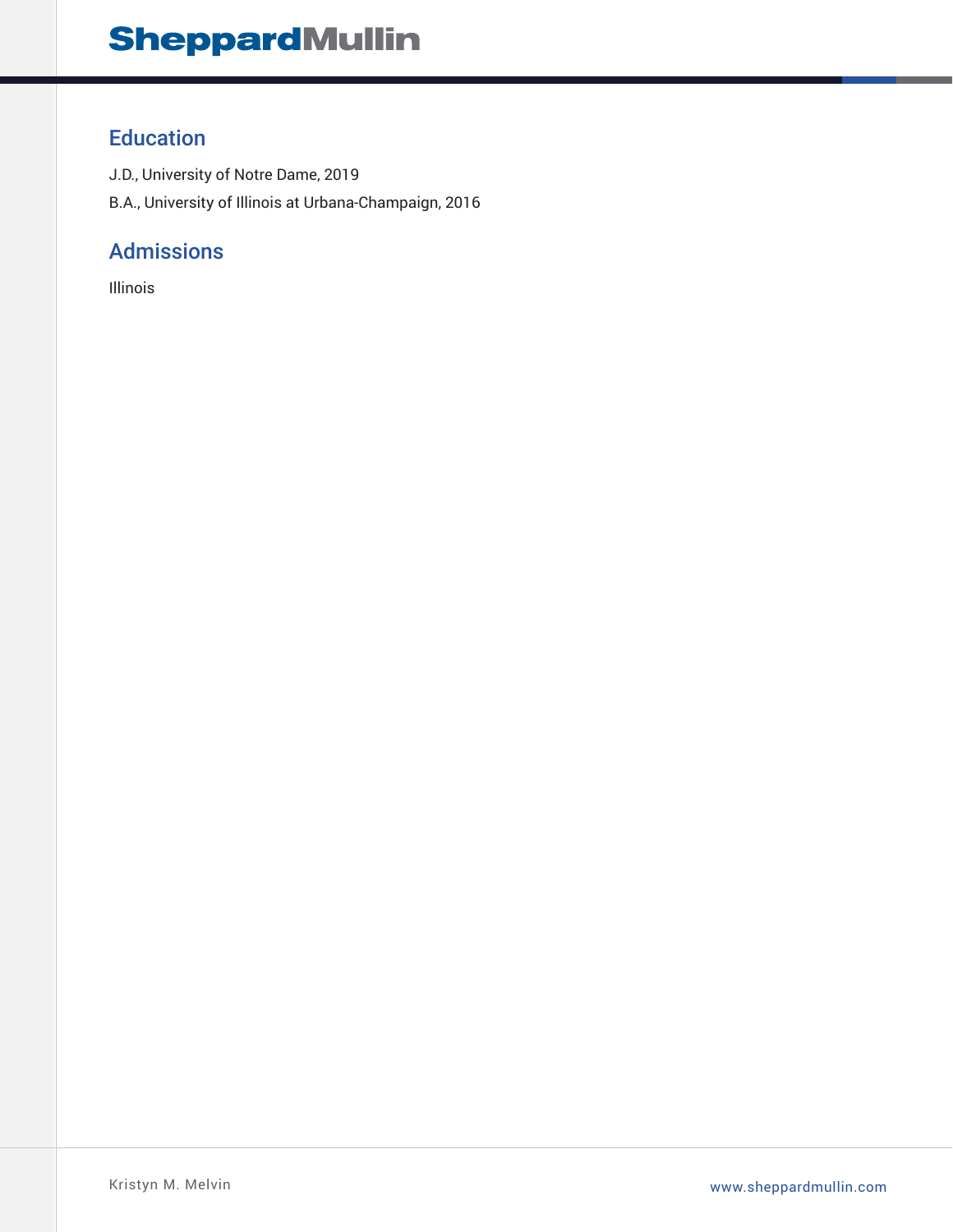## Education

J.D., University of Notre Dame, 2019

B.A., University of Illinois at Urbana-Champaign, 2016

## Admissions

Illinois